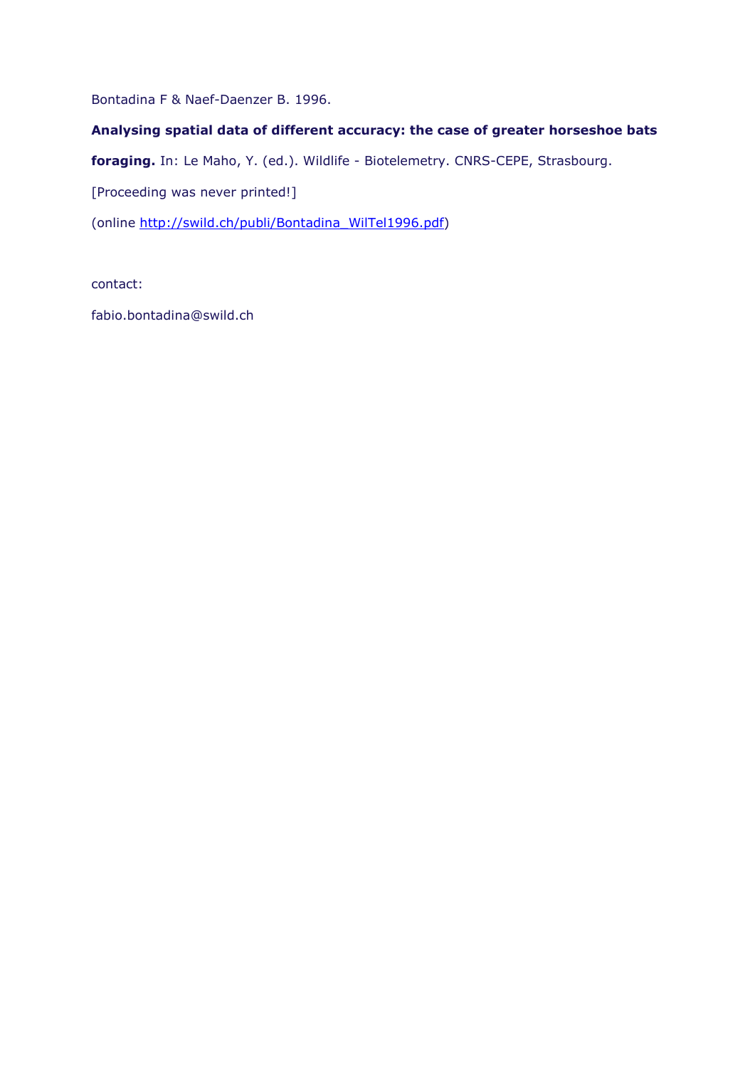Bontadina F & Naef-Daenzer B. 1996.

**Analysing spatial data of different accuracy: the case of greater horseshoe bats foraging.** In: Le Maho, Y. (ed.). Wildlife - Biotelemetry. CNRS-CEPE, Strasbourg.

[Proceeding was never printed!]

(online http://swild.ch/publi/Bontadina_WilTel1996.pdf)

contact:

fabio.bontadina@swild.ch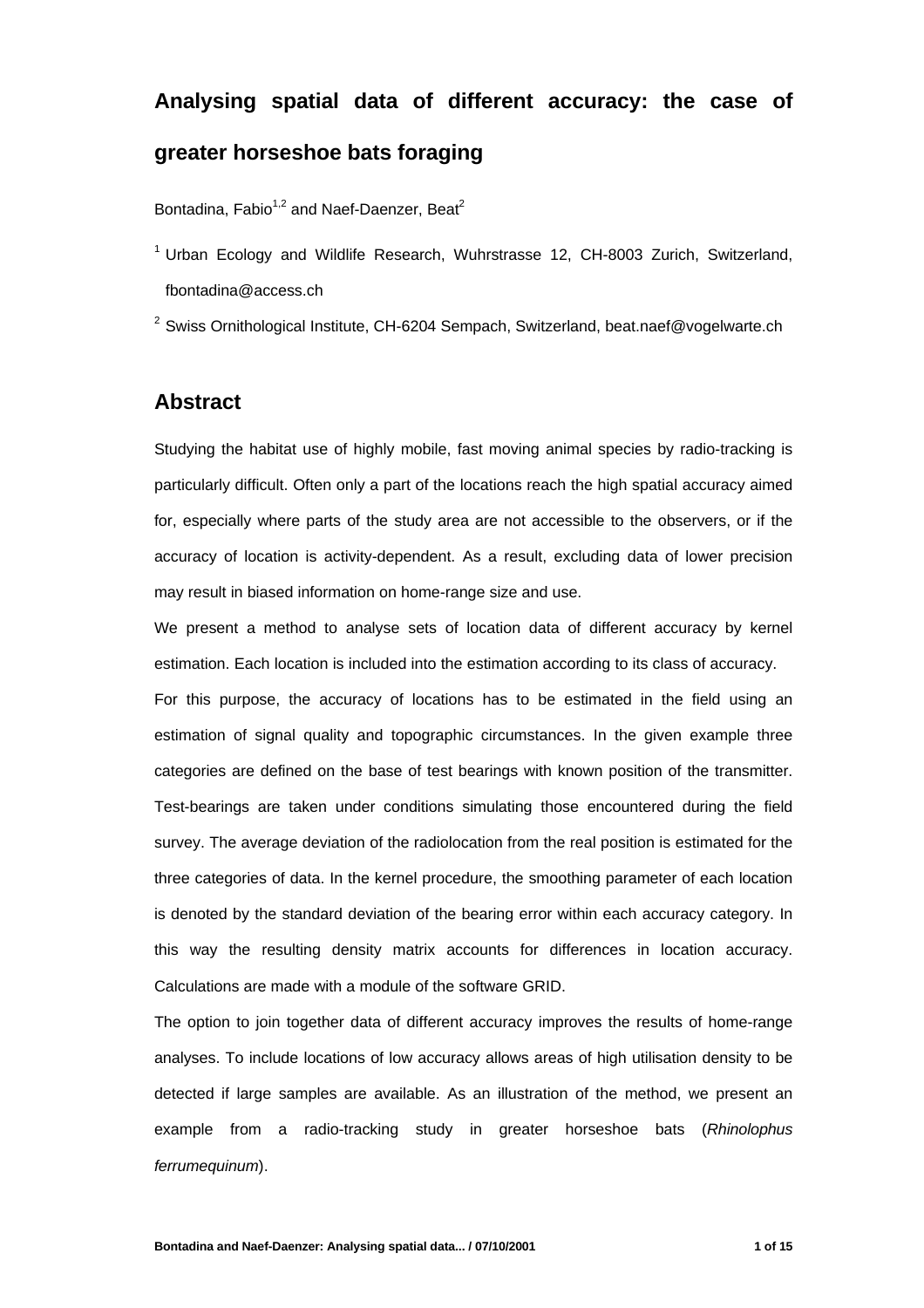# Analysing spatial data of different accuracy: the case of greater horseshoe bats foraging

Bontadina, Fabio[1,2] and Naef-Daenzer, Beat[2]

[1] Urban Ecology and Wildlife Research, Wuhrstrasse 12, CH-8003 Zurich, Switzerland, fbontadina@access.ch

[2] Swiss Ornithological Institute, CH-6204 Sempach, Switzerland, beat.naef@vogelwarte.ch

## Abstract

Studying the habitat use of highly mobile, fast moving animal species by radio-tracking is particularly difficult. Often only a part of the locations reach the high spatial accuracy aimed for, especially where parts of the study area are not accessible to the observers, or if the accuracy of location is activity-dependent. As a result, excluding data of lower precision may result in biased information on home-range size and use.

We present a method to analyse sets of location data of different accuracy by kernel estimation. Each location is included into the estimation according to its class of accuracy.

For this purpose, the accuracy of locations has to be estimated in the field using an estimation of signal quality and topographic circumstances. In the given example three categories are defined on the base of test bearings with known position of the transmitter. Test-bearings are taken under conditions simulating those encountered during the field survey. The average deviation of the radiolocation from the real position is estimated for the three categories of data. In the kernel procedure, the smoothing parameter of each location is denoted by the standard deviation of the bearing error within each accuracy category. In this way the resulting density matrix accounts for differences in location accuracy. Calculations are made with a module of the software GRID.

The option to join together data of different accuracy improves the results of home-range analyses. To include locations of low accuracy allows areas of high utilisation density to be detected if large samples are available. As an illustration of the method, we present an example from a radio-tracking study in greater horseshoe bats (*Rhinolophus ferrumequinum*).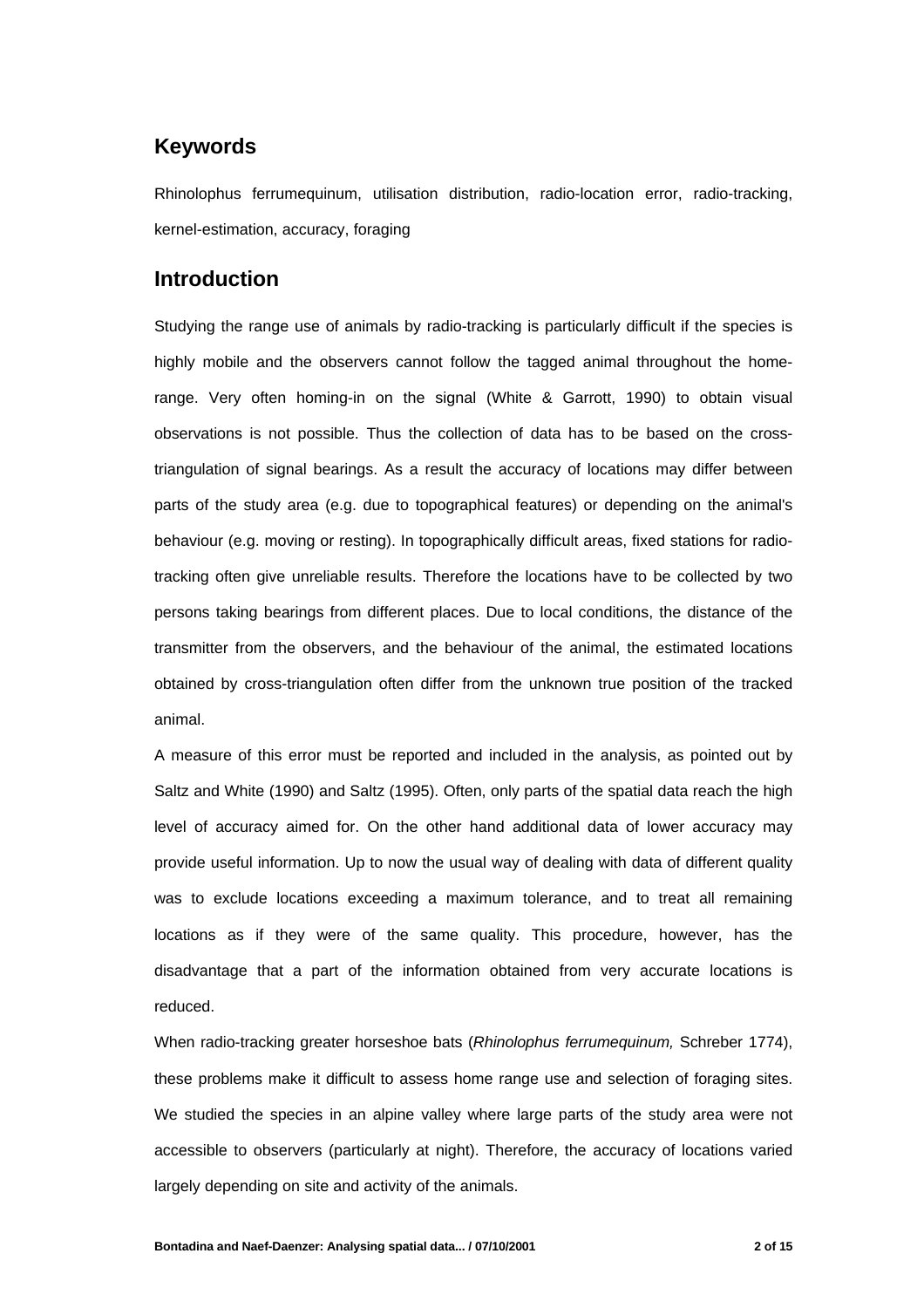## Keywords

Rhinolophus ferrumequinum, utilisation distribution, radio-location error, radio-tracking, kernel-estimation, accuracy, foraging

## Introduction

Studying the range use of animals by radio-tracking is particularly difficult if the species is highly mobile and the observers cannot follow the tagged animal throughout the home-range. Very often homing-in on the signal (White & Garrott, 1990) to obtain visual observations is not possible. Thus the collection of data has to be based on the cross-triangulation of signal bearings. As a result the accuracy of locations may differ between parts of the study area (e.g. due to topographical features) or depending on the animal's behaviour (e.g. moving or resting). In topographically difficult areas, fixed stations for radio-tracking often give unreliable results. Therefore the locations have to be collected by two persons taking bearings from different places. Due to local conditions, the distance of the transmitter from the observers, and the behaviour of the animal, the estimated locations obtained by cross-triangulation often differ from the unknown true position of the tracked animal.

A measure of this error must be reported and included in the analysis, as pointed out by Saltz and White (1990) and Saltz (1995). Often, only parts of the spatial data reach the high level of accuracy aimed for. On the other hand additional data of lower accuracy may provide useful information. Up to now the usual way of dealing with data of different quality was to exclude locations exceeding a maximum tolerance, and to treat all remaining locations as if they were of the same quality. This procedure, however, has the disadvantage that a part of the information obtained from very accurate locations is reduced.

When radio-tracking greater horseshoe bats (*Rhinolophus ferrumequinum,* Schreber 1774), these problems make it difficult to assess home range use and selection of foraging sites. We studied the species in an alpine valley where large parts of the study area were not accessible to observers (particularly at night). Therefore, the accuracy of locations varied largely depending on site and activity of the animals.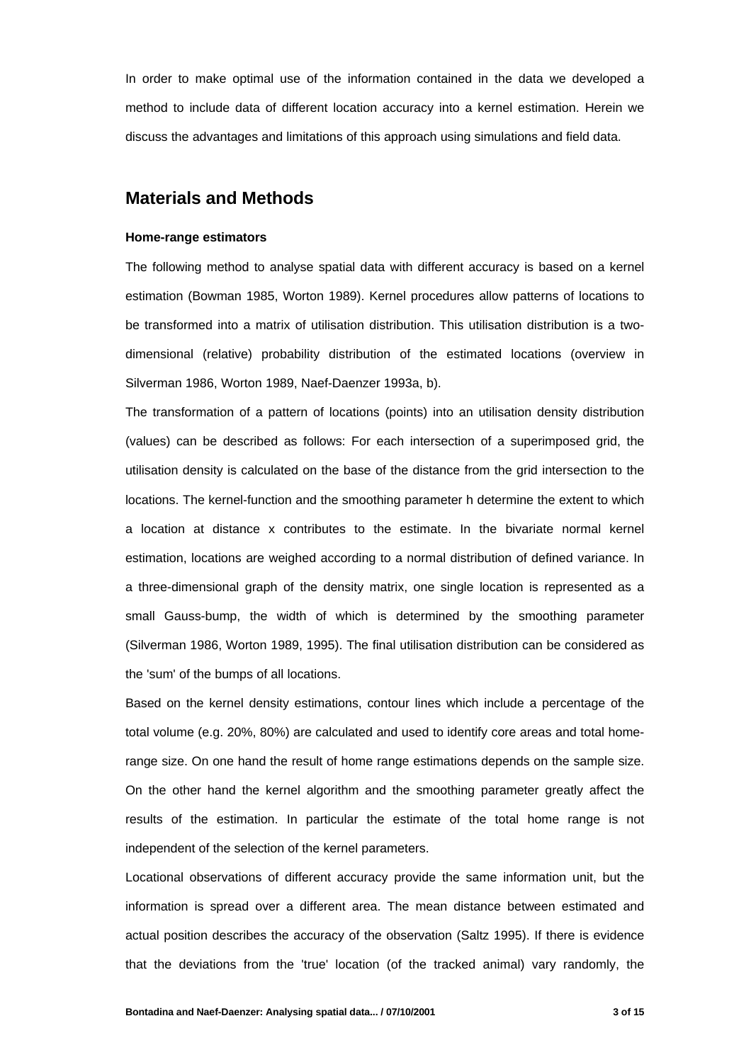In order to make optimal use of the information contained in the data we developed a method to include data of different location accuracy into a kernel estimation. Herein we discuss the advantages and limitations of this approach using simulations and field data.

## Materials and Methods

#### Home-range estimators

The following method to analyse spatial data with different accuracy is based on a kernel estimation (Bowman 1985, Worton 1989). Kernel procedures allow patterns of locations to be transformed into a matrix of utilisation distribution. This utilisation distribution is a two-dimensional (relative) probability distribution of the estimated locations (overview in Silverman 1986, Worton 1989, Naef-Daenzer 1993a, b).

The transformation of a pattern of locations (points) into an utilisation density distribution (values) can be described as follows: For each intersection of a superimposed grid, the utilisation density is calculated on the base of the distance from the grid intersection to the locations. The kernel-function and the smoothing parameter h determine the extent to which a location at distance x contributes to the estimate. In the bivariate normal kernel estimation, locations are weighed according to a normal distribution of defined variance. In a three-dimensional graph of the density matrix, one single location is represented as a small Gauss-bump, the width of which is determined by the smoothing parameter (Silverman 1986, Worton 1989, 1995). The final utilisation distribution can be considered as the 'sum' of the bumps of all locations.

Based on the kernel density estimations, contour lines which include a percentage of the total volume (e.g. 20%, 80%) are calculated and used to identify core areas and total home-range size. On one hand the result of home range estimations depends on the sample size. On the other hand the kernel algorithm and the smoothing parameter greatly affect the results of the estimation. In particular the estimate of the total home range is not independent of the selection of the kernel parameters.

Locational observations of different accuracy provide the same information unit, but the information is spread over a different area. The mean distance between estimated and actual position describes the accuracy of the observation (Saltz 1995). If there is evidence that the deviations from the 'true' location (of the tracked animal) vary randomly, the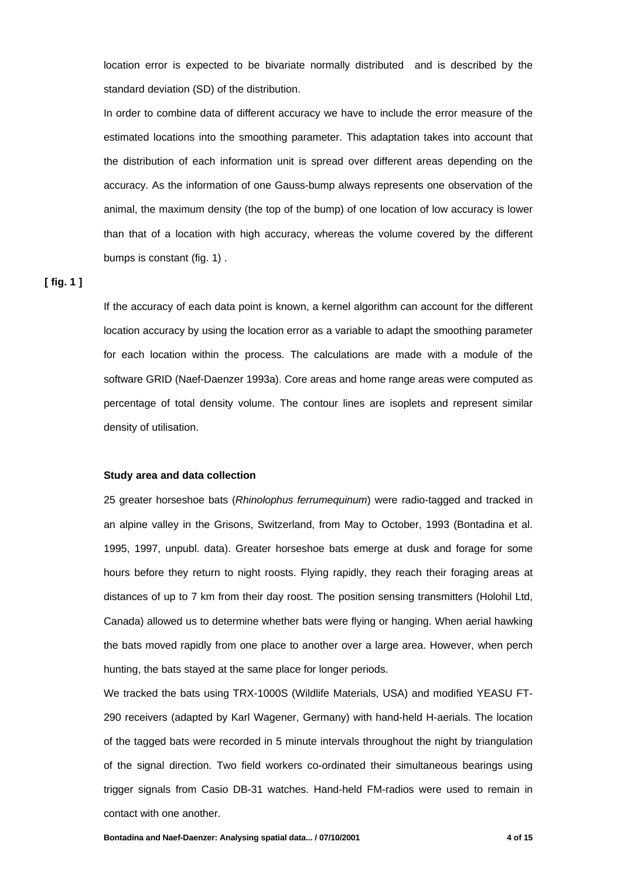location error is expected to be bivariate normally distributed and is described by the standard deviation (SD) of the distribution.

In order to combine data of different accuracy we have to include the error measure of the estimated locations into the smoothing parameter. This adaptation takes into account that the distribution of each information unit is spread over different areas depending on the accuracy. As the information of one Gauss-bump always represents one observation of the animal, the maximum density (the top of the bump) of one location of low accuracy is lower than that of a location with high accuracy, whereas the volume covered by the different bumps is constant (fig. 1) .

**[ fig. 1 ]**

If the accuracy of each data point is known, a kernel algorithm can account for the different location accuracy by using the location error as a variable to adapt the smoothing parameter for each location within the process. The calculations are made with a module of the software GRID (Naef-Daenzer 1993a). Core areas and home range areas were computed as percentage of total density volume. The contour lines are isoplets and represent similar density of utilisation.

### Study area and data collection

25 greater horseshoe bats (*Rhinolophus ferrumequinum*) were radio-tagged and tracked in an alpine valley in the Grisons, Switzerland, from May to October, 1993 (Bontadina et al. 1995, 1997, unpubl. data). Greater horseshoe bats emerge at dusk and forage for some hours before they return to night roosts. Flying rapidly, they reach their foraging areas at distances of up to 7 km from their day roost. The position sensing transmitters (Holohil Ltd, Canada) allowed us to determine whether bats were flying or hanging. When aerial hawking the bats moved rapidly from one place to another over a large area. However, when perch hunting, the bats stayed at the same place for longer periods.

We tracked the bats using TRX-1000S (Wildlife Materials, USA) and modified YEASU FT-290 receivers (adapted by Karl Wagener, Germany) with hand-held H-aerials. The location of the tagged bats were recorded in 5 minute intervals throughout the night by triangulation of the signal direction. Two field workers co-ordinated their simultaneous bearings using trigger signals from Casio DB-31 watches. Hand-held FM-radios were used to remain in contact with one another.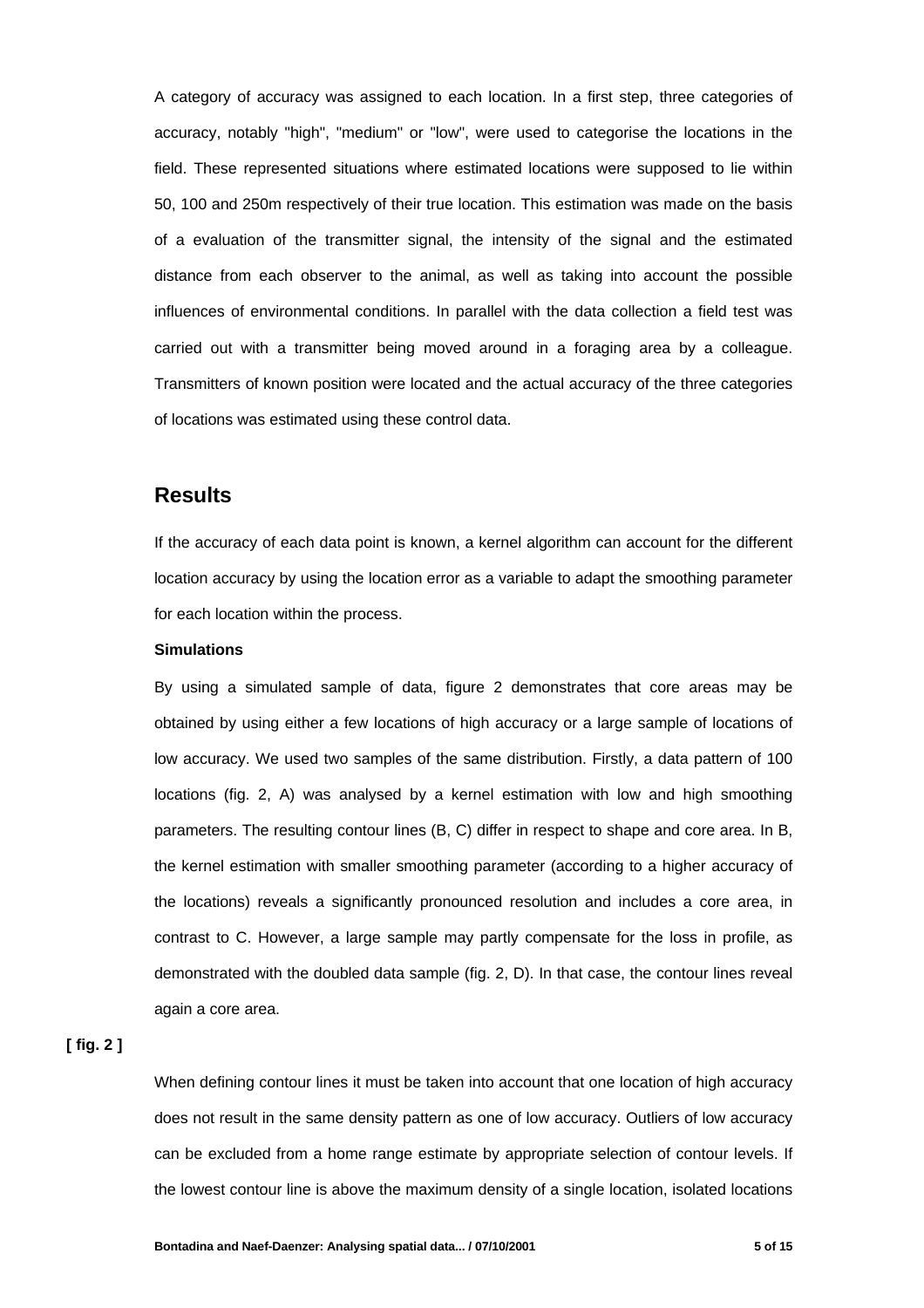A category of accuracy was assigned to each location. In a first step, three categories of accuracy, notably "high", "medium" or "low", were used to categorise the locations in the field. These represented situations where estimated locations were supposed to lie within 50, 100 and 250m respectively of their true location. This estimation was made on the basis of a evaluation of the transmitter signal, the intensity of the signal and the estimated distance from each observer to the animal, as well as taking into account the possible influences of environmental conditions. In parallel with the data collection a field test was carried out with a transmitter being moved around in a foraging area by a colleague. Transmitters of known position were located and the actual accuracy of the three categories of locations was estimated using these control data.

## Results

If the accuracy of each data point is known, a kernel algorithm can account for the different location accuracy by using the location error as a variable to adapt the smoothing parameter for each location within the process.

**Simulations**

By using a simulated sample of data, figure 2 demonstrates that core areas may be obtained by using either a few locations of high accuracy or a large sample of locations of low accuracy. We used two samples of the same distribution. Firstly, a data pattern of 100 locations (fig. 2, A) was analysed by a kernel estimation with low and high smoothing parameters. The resulting contour lines (B, C) differ in respect to shape and core area. In B, the kernel estimation with smaller smoothing parameter (according to a higher accuracy of the locations) reveals a significantly pronounced resolution and includes a core area, in contrast to C. However, a large sample may partly compensate for the loss in profile, as demonstrated with the doubled data sample (fig. 2, D). In that case, the contour lines reveal again a core area.

**[ fig. 2 ]**

When defining contour lines it must be taken into account that one location of high accuracy does not result in the same density pattern as one of low accuracy. Outliers of low accuracy can be excluded from a home range estimate by appropriate selection of contour levels. If the lowest contour line is above the maximum density of a single location, isolated locations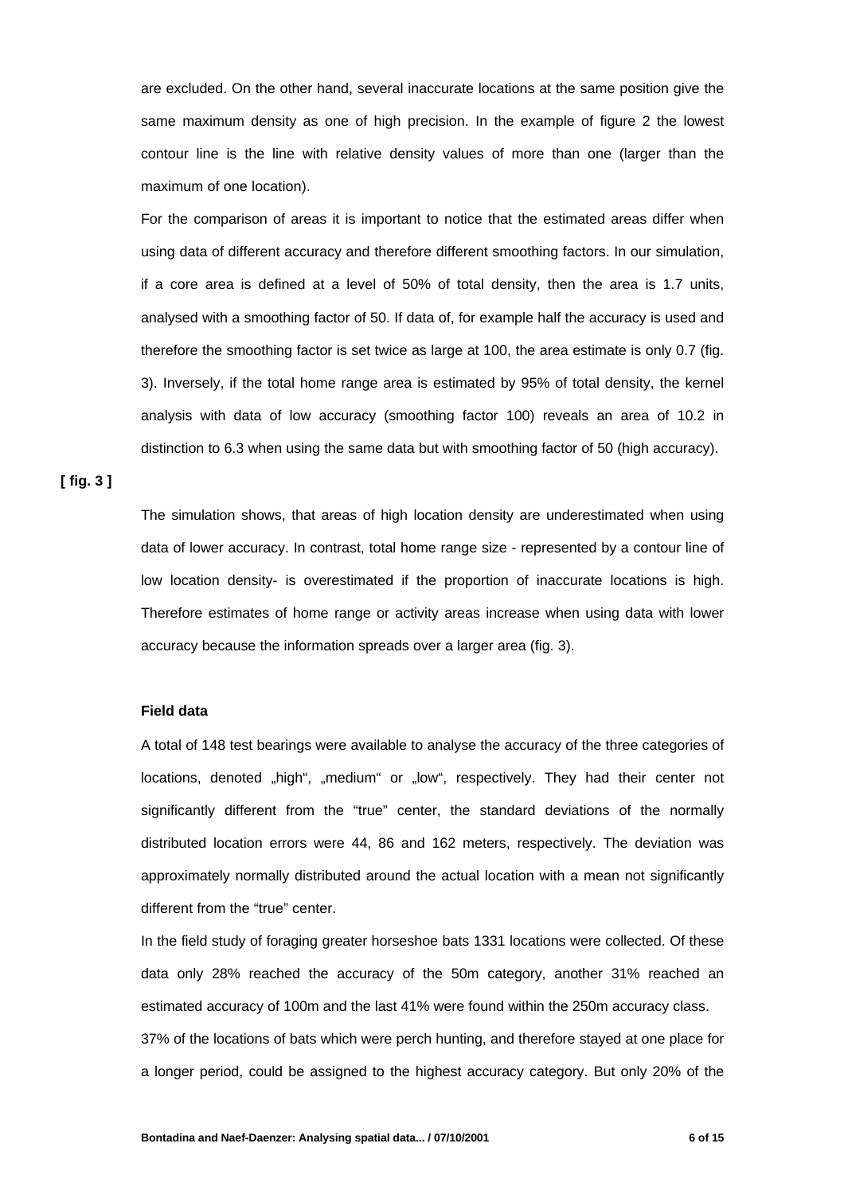are excluded. On the other hand, several inaccurate locations at the same position give the same maximum density as one of high precision. In the example of figure 2 the lowest contour line is the line with relative density values of more than one (larger than the maximum of one location).

For the comparison of areas it is important to notice that the estimated areas differ when using data of different accuracy and therefore different smoothing factors. In our simulation, if a core area is defined at a level of 50% of total density, then the area is 1.7 units, analysed with a smoothing factor of 50. If data of, for example half the accuracy is used and therefore the smoothing factor is set twice as large at 100, the area estimate is only 0.7 (fig. 3). Inversely, if the total home range area is estimated by 95% of total density, the kernel analysis with data of low accuracy (smoothing factor 100) reveals an area of 10.2 in distinction to 6.3 when using the same data but with smoothing factor of 50 (high accuracy).

**[ fig. 3 ]**

The simulation shows, that areas of high location density are underestimated when using data of lower accuracy. In contrast, total home range size - represented by a contour line of low location density- is overestimated if the proportion of inaccurate locations is high. Therefore estimates of home range or activity areas increase when using data with lower accuracy because the information spreads over a larger area (fig. 3).

### Field data

A total of 148 test bearings were available to analyse the accuracy of the three categories of locations, denoted „high", „medium" or „low", respectively. They had their center not significantly different from the "true" center, the standard deviations of the normally distributed location errors were 44, 86 and 162 meters, respectively. The deviation was approximately normally distributed around the actual location with a mean not significantly different from the "true" center.

In the field study of foraging greater horseshoe bats 1331 locations were collected. Of these data only 28% reached the accuracy of the 50m category, another 31% reached an estimated accuracy of 100m and the last 41% were found within the 250m accuracy class.

37% of the locations of bats which were perch hunting, and therefore stayed at one place for a longer period, could be assigned to the highest accuracy category. But only 20% of the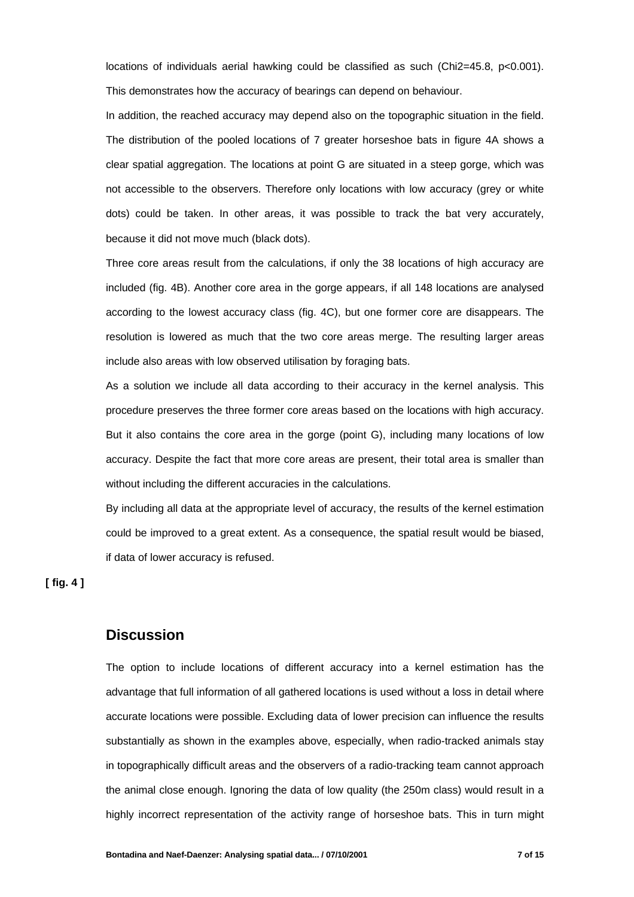locations of individuals aerial hawking could be classified as such (Chi2=45.8, $p<0.001$). This demonstrates how the accuracy of bearings can depend on behaviour.

In addition, the reached accuracy may depend also on the topographic situation in the field. The distribution of the pooled locations of 7 greater horseshoe bats in figure 4A shows a clear spatial aggregation. The locations at point G are situated in a steep gorge, which was not accessible to the observers. Therefore only locations with low accuracy (grey or white dots) could be taken. In other areas, it was possible to track the bat very accurately, because it did not move much (black dots).

Three core areas result from the calculations, if only the 38 locations of high accuracy are included (fig. 4B). Another core area in the gorge appears, if all 148 locations are analysed according to the lowest accuracy class (fig. 4C), but one former core are disappears. The resolution is lowered as much that the two core areas merge. The resulting larger areas include also areas with low observed utilisation by foraging bats.

As a solution we include all data according to their accuracy in the kernel analysis. This procedure preserves the three former core areas based on the locations with high accuracy. But it also contains the core area in the gorge (point G), including many locations of low accuracy. Despite the fact that more core areas are present, their total area is smaller than without including the different accuracies in the calculations.

By including all data at the appropriate level of accuracy, the results of the kernel estimation could be improved to a great extent. As a consequence, the spatial result would be biased, if data of lower accuracy is refused.

**[ fig. 4 ]**

## Discussion

The option to include locations of different accuracy into a kernel estimation has the advantage that full information of all gathered locations is used without a loss in detail where accurate locations were possible. Excluding data of lower precision can influence the results substantially as shown in the examples above, especially, when radio-tracked animals stay in topographically difficult areas and the observers of a radio-tracking team cannot approach the animal close enough. Ignoring the data of low quality (the 250m class) would result in a highly incorrect representation of the activity range of horseshoe bats. This in turn might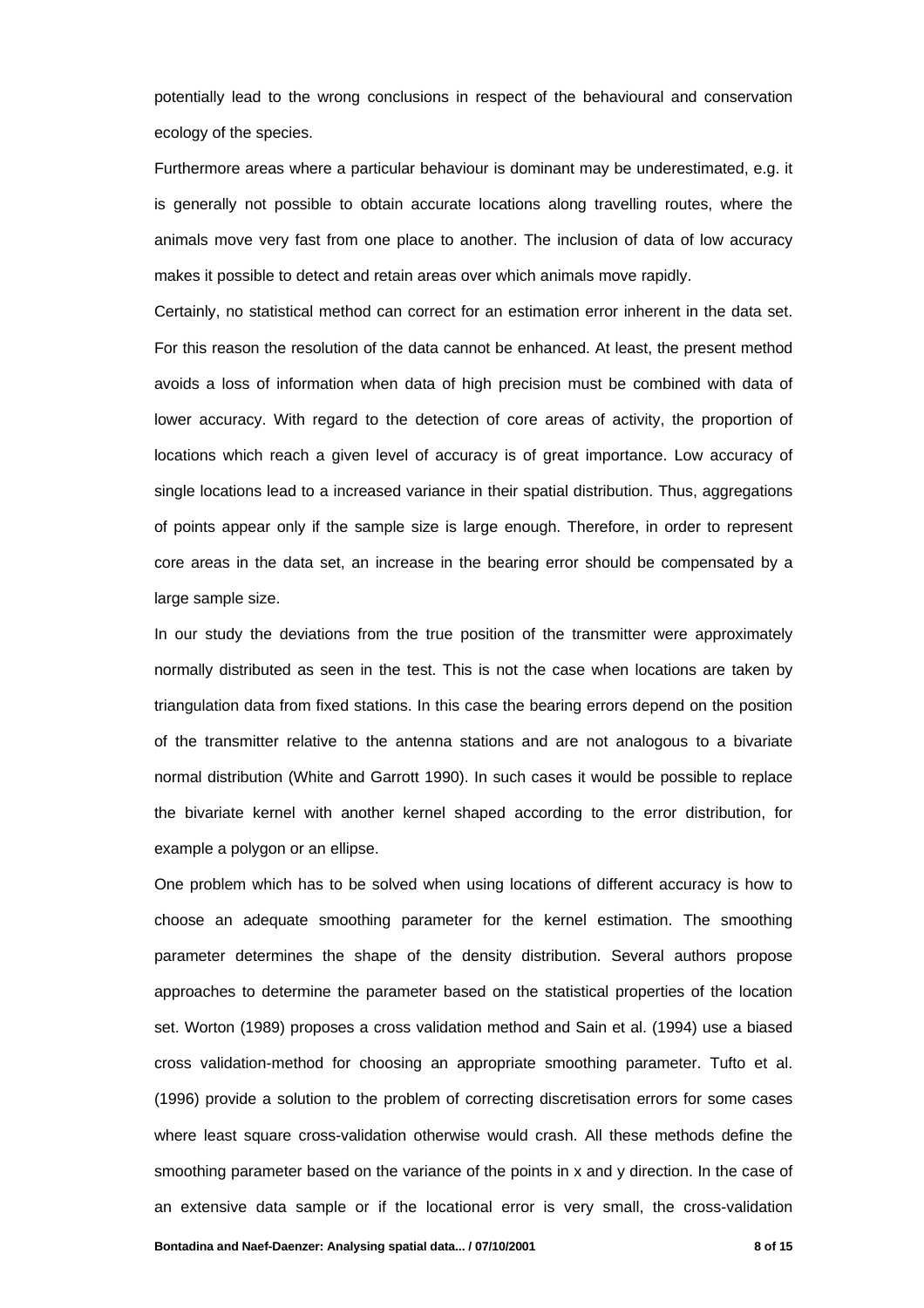potentially lead to the wrong conclusions in respect of the behavioural and conservation ecology of the species.

Furthermore areas where a particular behaviour is dominant may be underestimated, e.g. it is generally not possible to obtain accurate locations along travelling routes, where the animals move very fast from one place to another. The inclusion of data of low accuracy makes it possible to detect and retain areas over which animals move rapidly.

Certainly, no statistical method can correct for an estimation error inherent in the data set. For this reason the resolution of the data cannot be enhanced. At least, the present method avoids a loss of information when data of high precision must be combined with data of lower accuracy. With regard to the detection of core areas of activity, the proportion of locations which reach a given level of accuracy is of great importance. Low accuracy of single locations lead to a increased variance in their spatial distribution. Thus, aggregations of points appear only if the sample size is large enough. Therefore, in order to represent core areas in the data set, an increase in the bearing error should be compensated by a large sample size.

In our study the deviations from the true position of the transmitter were approximately normally distributed as seen in the test. This is not the case when locations are taken by triangulation data from fixed stations. In this case the bearing errors depend on the position of the transmitter relative to the antenna stations and are not analogous to a bivariate normal distribution (White and Garrott 1990). In such cases it would be possible to replace the bivariate kernel with another kernel shaped according to the error distribution, for example a polygon or an ellipse.

One problem which has to be solved when using locations of different accuracy is how to choose an adequate smoothing parameter for the kernel estimation. The smoothing parameter determines the shape of the density distribution. Several authors propose approaches to determine the parameter based on the statistical properties of the location set. Worton (1989) proposes a cross validation method and Sain et al. (1994) use a biased cross validation-method for choosing an appropriate smoothing parameter. Tufto et al. (1996) provide a solution to the problem of correcting discretisation errors for some cases where least square cross-validation otherwise would crash. All these methods define the smoothing parameter based on the variance of the points in x and y direction. In the case of an extensive data sample or if the locational error is very small, the cross-validation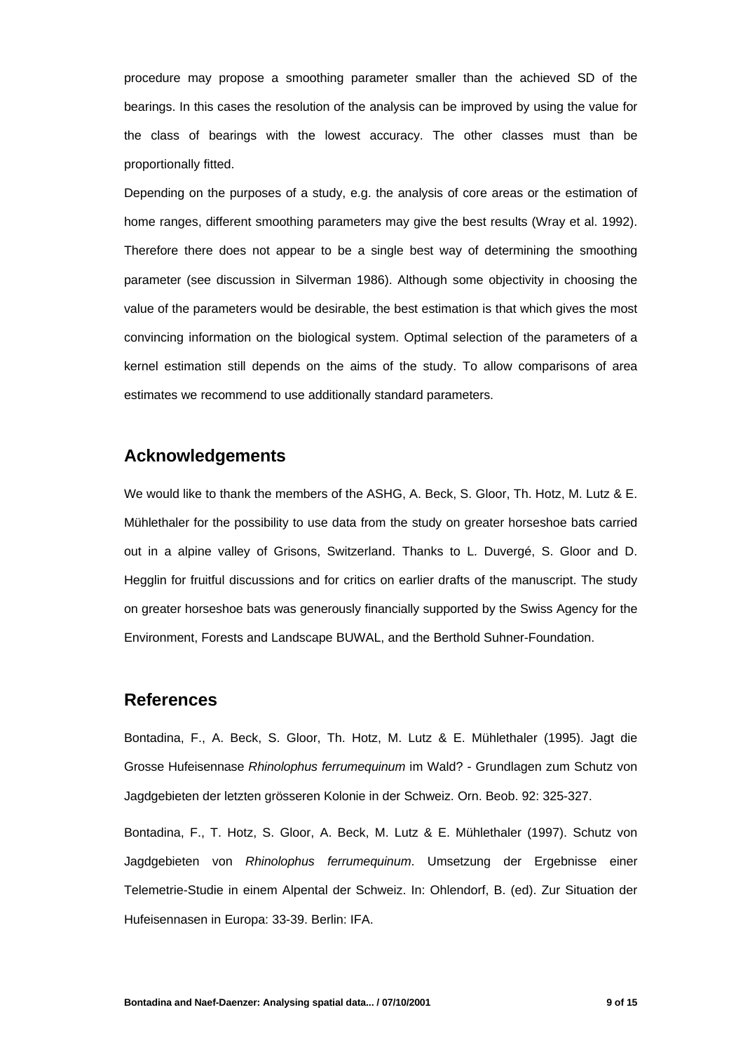procedure may propose a smoothing parameter smaller than the achieved SD of the bearings. In this cases the resolution of the analysis can be improved by using the value for the class of bearings with the lowest accuracy. The other classes must than be proportionally fitted.

Depending on the purposes of a study, e.g. the analysis of core areas or the estimation of home ranges, different smoothing parameters may give the best results (Wray et al. 1992). Therefore there does not appear to be a single best way of determining the smoothing parameter (see discussion in Silverman 1986). Although some objectivity in choosing the value of the parameters would be desirable, the best estimation is that which gives the most convincing information on the biological system. Optimal selection of the parameters of a kernel estimation still depends on the aims of the study. To allow comparisons of area estimates we recommend to use additionally standard parameters.

## Acknowledgements

We would like to thank the members of the ASHG, A. Beck, S. Gloor, Th. Hotz, M. Lutz & E. Mühlethaler for the possibility to use data from the study on greater horseshoe bats carried out in a alpine valley of Grisons, Switzerland. Thanks to L. Duvergé, S. Gloor and D. Hegglin for fruitful discussions and for critics on earlier drafts of the manuscript. The study on greater horseshoe bats was generously financially supported by the Swiss Agency for the Environment, Forests and Landscape BUWAL, and the Berthold Suhner-Foundation.

## References

Bontadina, F., A. Beck, S. Gloor, Th. Hotz, M. Lutz & E. Mühlethaler (1995). Jagt die Grosse Hufeisennase *Rhinolophus ferrumequinum* im Wald? - Grundlagen zum Schutz von Jagdgebieten der letzten grösseren Kolonie in der Schweiz. Orn. Beob. 92: 325-327.

Bontadina, F., T. Hotz, S. Gloor, A. Beck, M. Lutz & E. Mühlethaler (1997). Schutz von Jagdgebieten von *Rhinolophus ferrumequinum*. Umsetzung der Ergebnisse einer Telemetrie-Studie in einem Alpental der Schweiz. In: Ohlendorf, B. (ed). Zur Situation der Hufeisennasen in Europa: 33-39. Berlin: IFA.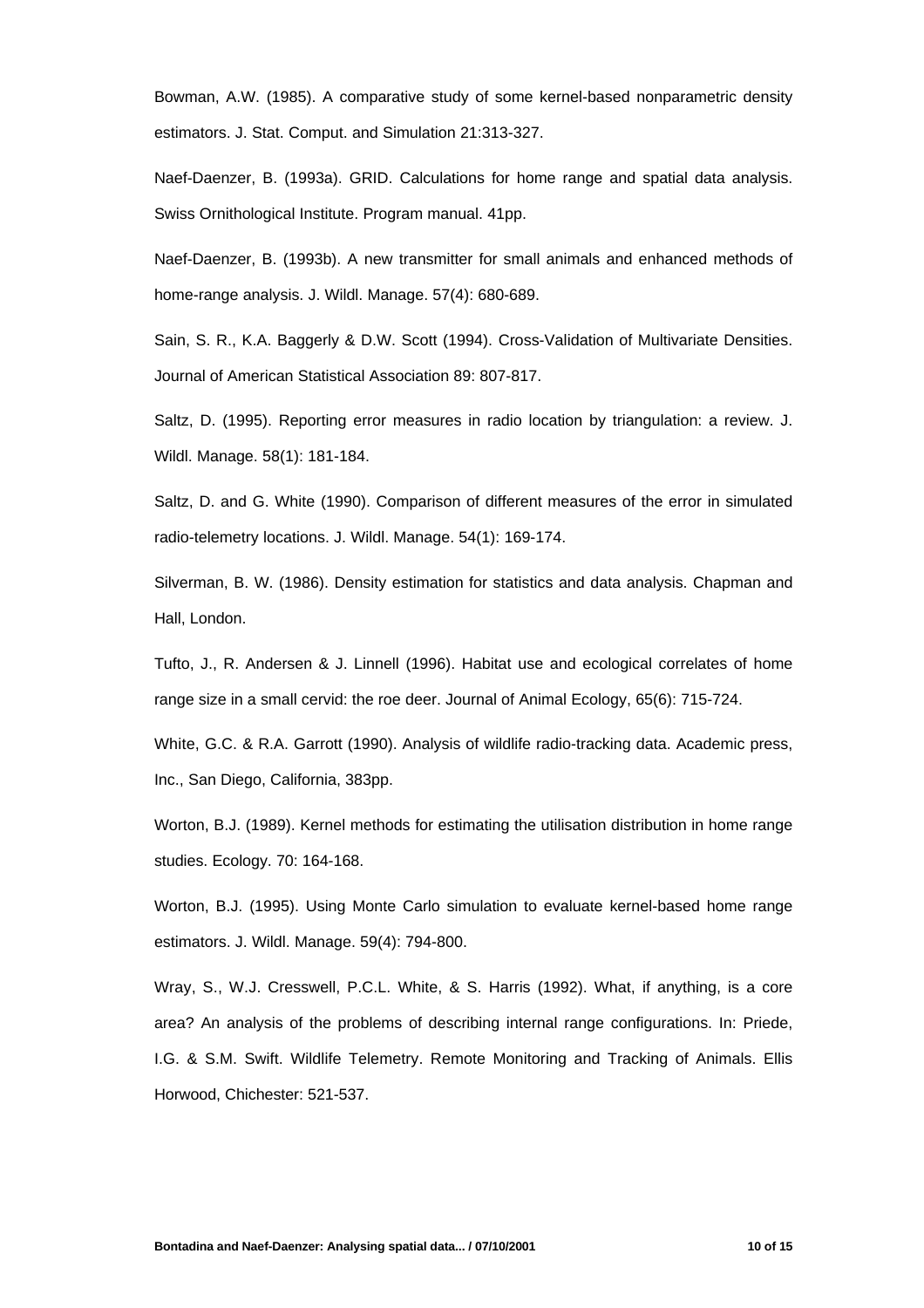Bowman, A.W. (1985). A comparative study of some kernel-based nonparametric density estimators. J. Stat. Comput. and Simulation 21:313-327.

Naef-Daenzer, B. (1993a). GRID. Calculations for home range and spatial data analysis. Swiss Ornithological Institute. Program manual. 41pp.

Naef-Daenzer, B. (1993b). A new transmitter for small animals and enhanced methods of home-range analysis. J. Wildl. Manage. 57(4): 680-689.

Sain, S. R., K.A. Baggerly & D.W. Scott (1994). Cross-Validation of Multivariate Densities. Journal of American Statistical Association 89: 807-817.

Saltz, D. (1995). Reporting error measures in radio location by triangulation: a review. J. Wildl. Manage. 58(1): 181-184.

Saltz, D. and G. White (1990). Comparison of different measures of the error in simulated radio-telemetry locations. J. Wildl. Manage. 54(1): 169-174.

Silverman, B. W. (1986). Density estimation for statistics and data analysis. Chapman and Hall, London.

Tufto, J., R. Andersen & J. Linnell (1996). Habitat use and ecological correlates of home range size in a small cervid: the roe deer. Journal of Animal Ecology, 65(6): 715-724.

White, G.C. & R.A. Garrott (1990). Analysis of wildlife radio-tracking data. Academic press, Inc., San Diego, California, 383pp.

Worton, B.J. (1989). Kernel methods for estimating the utilisation distribution in home range studies. Ecology. 70: 164-168.

Worton, B.J. (1995). Using Monte Carlo simulation to evaluate kernel-based home range estimators. J. Wildl. Manage. 59(4): 794-800.

Wray, S., W.J. Cresswell, P.C.L. White, & S. Harris (1992). What, if anything, is a core area? An analysis of the problems of describing internal range configurations. In: Priede, I.G. & S.M. Swift. Wildlife Telemetry. Remote Monitoring and Tracking of Animals. Ellis Horwood, Chichester: 521-537.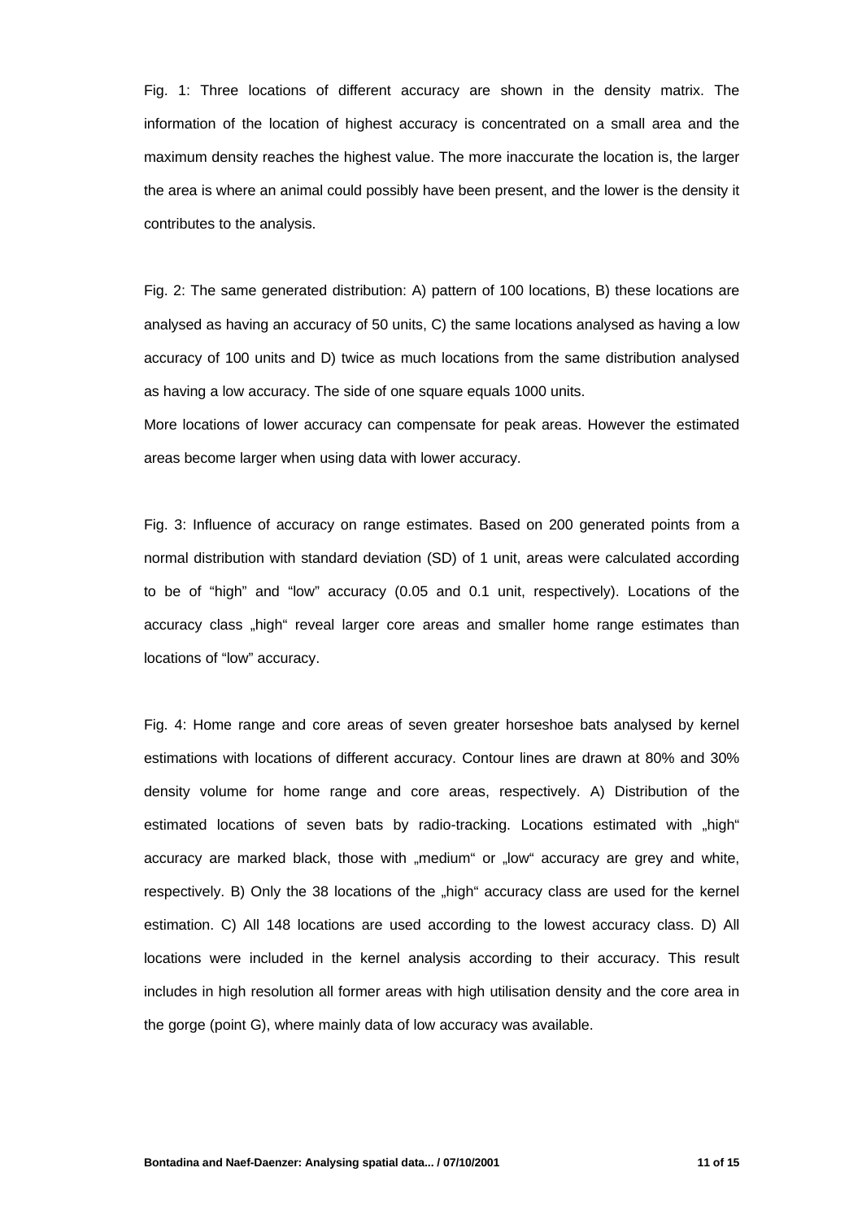Fig. 1: Three locations of different accuracy are shown in the density matrix. The information of the location of highest accuracy is concentrated on a small area and the maximum density reaches the highest value. The more inaccurate the location is, the larger the area is where an animal could possibly have been present, and the lower is the density it contributes to the analysis.

Fig. 2: The same generated distribution: A) pattern of 100 locations, B) these locations are analysed as having an accuracy of 50 units, C) the same locations analysed as having a low accuracy of 100 units and D) twice as much locations from the same distribution analysed as having a low accuracy. The side of one square equals 1000 units.

More locations of lower accuracy can compensate for peak areas. However the estimated areas become larger when using data with lower accuracy.

Fig. 3: Influence of accuracy on range estimates. Based on 200 generated points from a normal distribution with standard deviation (SD) of 1 unit, areas were calculated according to be of "high" and "low" accuracy (0.05 and 0.1 unit, respectively). Locations of the accuracy class „high" reveal larger core areas and smaller home range estimates than locations of "low" accuracy.

Fig. 4: Home range and core areas of seven greater horseshoe bats analysed by kernel estimations with locations of different accuracy. Contour lines are drawn at 80% and 30% density volume for home range and core areas, respectively. A) Distribution of the estimated locations of seven bats by radio-tracking. Locations estimated with „high" accuracy are marked black, those with „medium" or „low" accuracy are grey and white, respectively. B) Only the 38 locations of the „high" accuracy class are used for the kernel estimation. C) All 148 locations are used according to the lowest accuracy class. D) All locations were included in the kernel analysis according to their accuracy. This result includes in high resolution all former areas with high utilisation density and the core area in the gorge (point G), where mainly data of low accuracy was available.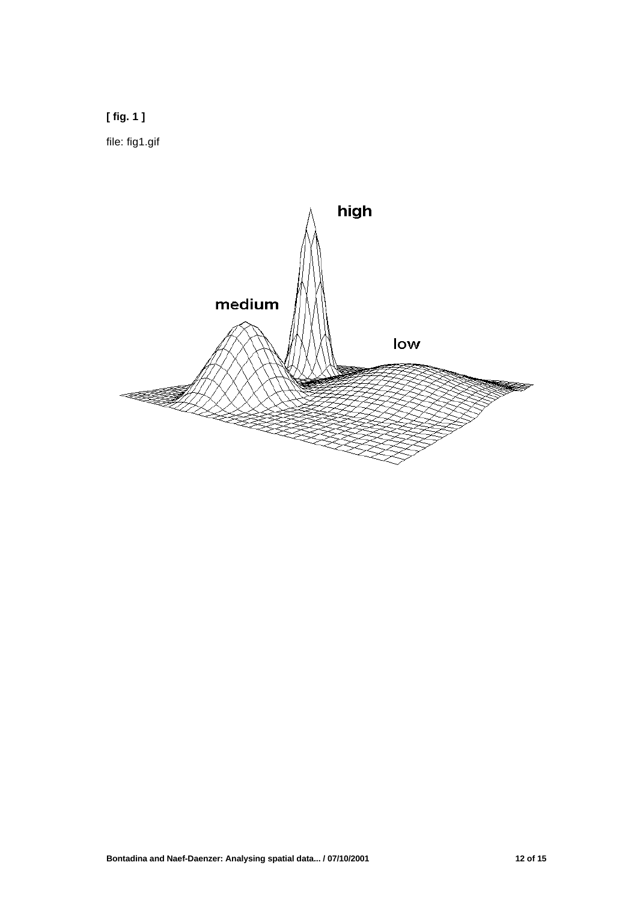**[ fig. 1 ]**

file: fig1.gif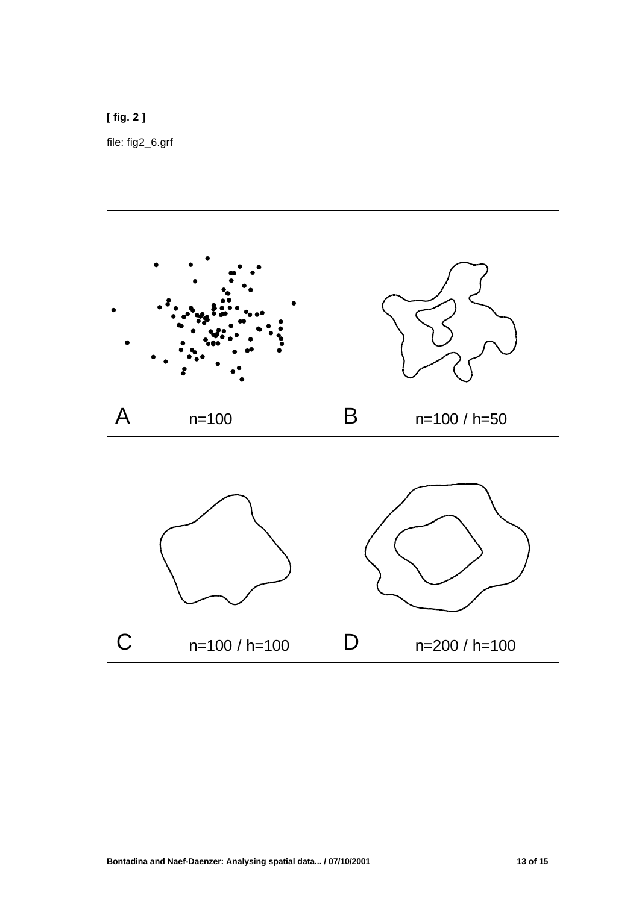**[ fig. 2 ]**

file: fig2_6.grf

A n=100

B n=100 / h=50

C n=100 / h=100

D n=200 / h=100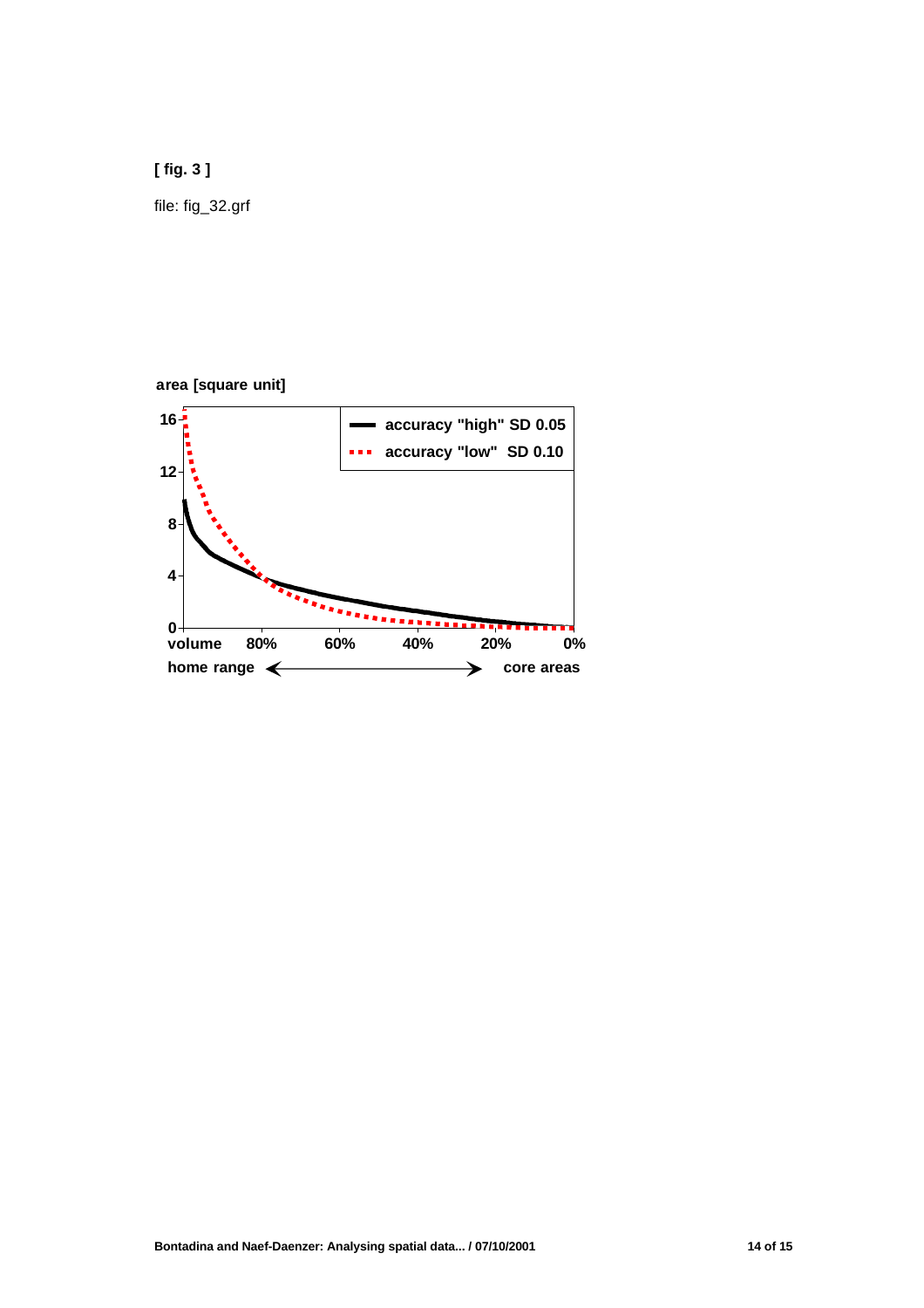**[ fig. 3 ]**

file: fig_32.grf

area [square unit]

accuracy "high" SD 0.05

accuracy "low" SD 0.10

volume 80% 60% 40% 20% 0%

home range ⟷ core areas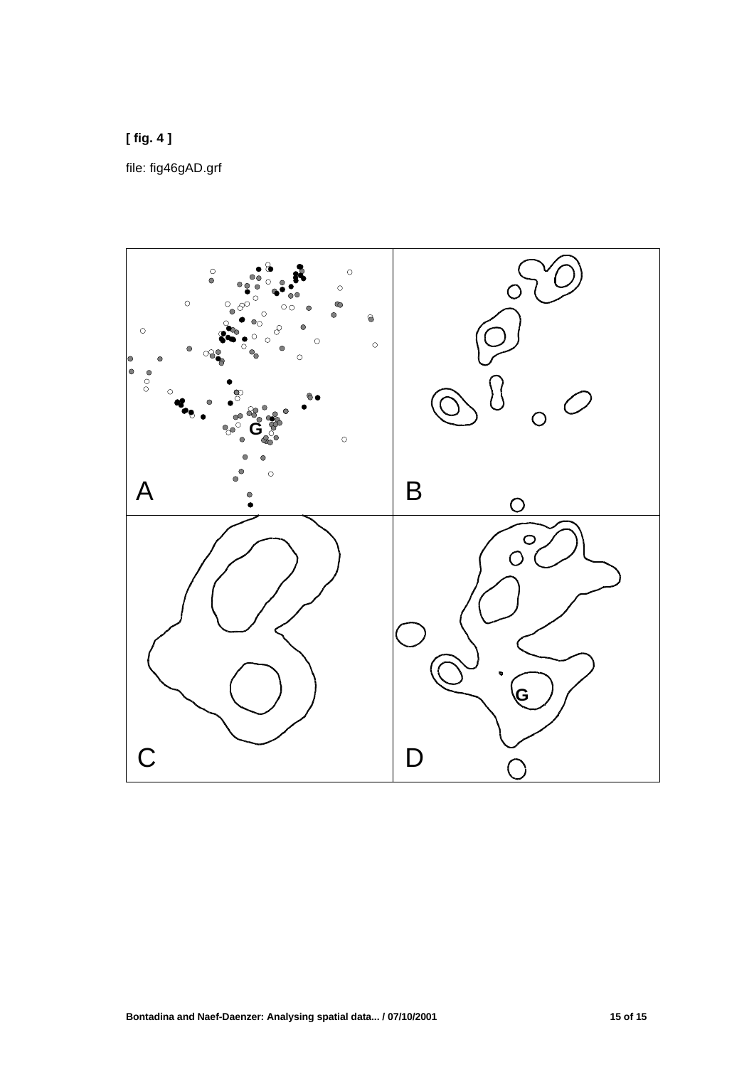**[ fig. 4 ]**

file: fig46gAD.grf

A

B

C

D

G

G